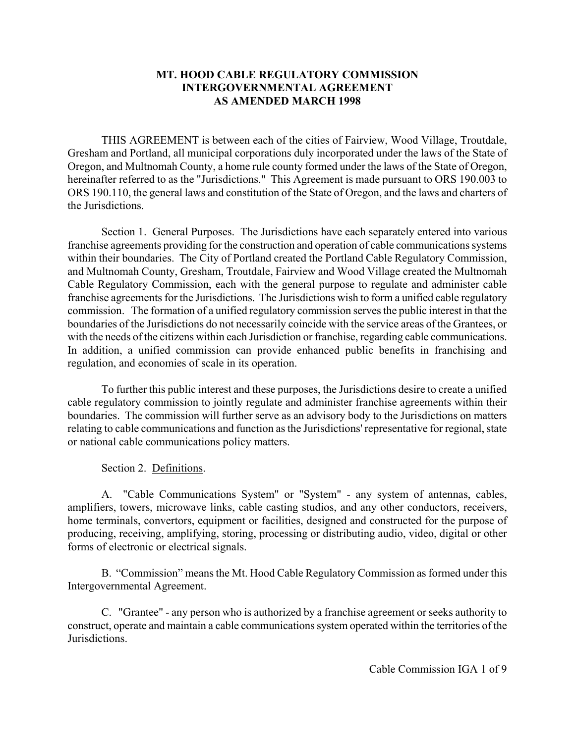# MT. HOOD CABLE REGULATORY COMMISSION
# INTERGOVERNMENTAL AGREEMENT
# AS AMENDED MARCH 1998

THIS AGREEMENT is between each of the cities of Fairview, Wood Village, Troutdale, Gresham and Portland, all municipal corporations duly incorporated under the laws of the State of Oregon, and Multnomah County, a home rule county formed under the laws of the State of Oregon, hereinafter referred to as the "Jurisdictions." This Agreement is made pursuant to ORS 190.003 to ORS 190.110, the general laws and constitution of the State of Oregon, and the laws and charters of the Jurisdictions.

Section 1. General Purposes. The Jurisdictions have each separately entered into various franchise agreements providing for the construction and operation of cable communications systems within their boundaries. The City of Portland created the Portland Cable Regulatory Commission, and Multnomah County, Gresham, Troutdale, Fairview and Wood Village created the Multnomah Cable Regulatory Commission, each with the general purpose to regulate and administer cable franchise agreements for the Jurisdictions. The Jurisdictions wish to form a unified cable regulatory commission. The formation of a unified regulatory commission serves the public interest in that the boundaries of the Jurisdictions do not necessarily coincide with the service areas of the Grantees, or with the needs of the citizens within each Jurisdiction or franchise, regarding cable communications. In addition, a unified commission can provide enhanced public benefits in franchising and regulation, and economies of scale in its operation.

To further this public interest and these purposes, the Jurisdictions desire to create a unified cable regulatory commission to jointly regulate and administer franchise agreements within their boundaries. The commission will further serve as an advisory body to the Jurisdictions on matters relating to cable communications and function as the Jurisdictions' representative for regional, state or national cable communications policy matters.

Section 2. Definitions.

A. "Cable Communications System" or "System" - any system of antennas, cables, amplifiers, towers, microwave links, cable casting studios, and any other conductors, receivers, home terminals, convertors, equipment or facilities, designed and constructed for the purpose of producing, receiving, amplifying, storing, processing or distributing audio, video, digital or other forms of electronic or electrical signals.

B. "Commission" means the Mt. Hood Cable Regulatory Commission as formed under this Intergovernmental Agreement.

C. "Grantee" - any person who is authorized by a franchise agreement or seeks authority to construct, operate and maintain a cable communications system operated within the territories of the Jurisdictions.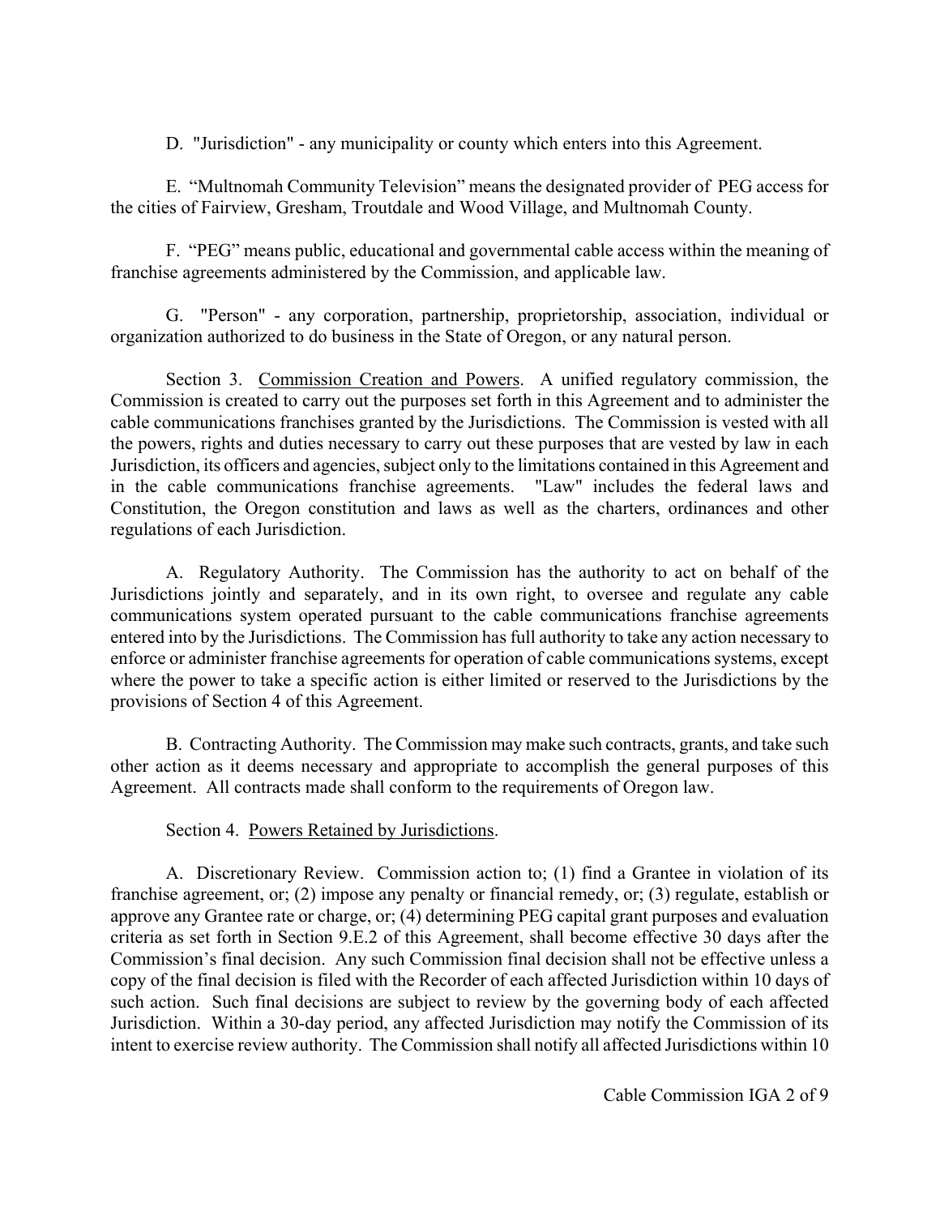D. "Jurisdiction" - any municipality or county which enters into this Agreement.

E. "Multnomah Community Television" means the designated provider of PEG access for the cities of Fairview, Gresham, Troutdale and Wood Village, and Multnomah County.

F. "PEG" means public, educational and governmental cable access within the meaning of franchise agreements administered by the Commission, and applicable law.

G. "Person" - any corporation, partnership, proprietorship, association, individual or organization authorized to do business in the State of Oregon, or any natural person.

Section 3. Commission Creation and Powers. A unified regulatory commission, the Commission is created to carry out the purposes set forth in this Agreement and to administer the cable communications franchises granted by the Jurisdictions. The Commission is vested with all the powers, rights and duties necessary to carry out these purposes that are vested by law in each Jurisdiction, its officers and agencies, subject only to the limitations contained in this Agreement and in the cable communications franchise agreements. "Law" includes the federal laws and Constitution, the Oregon constitution and laws as well as the charters, ordinances and other regulations of each Jurisdiction.

A. Regulatory Authority. The Commission has the authority to act on behalf of the Jurisdictions jointly and separately, and in its own right, to oversee and regulate any cable communications system operated pursuant to the cable communications franchise agreements entered into by the Jurisdictions. The Commission has full authority to take any action necessary to enforce or administer franchise agreements for operation of cable communications systems, except where the power to take a specific action is either limited or reserved to the Jurisdictions by the provisions of Section 4 of this Agreement.

B. Contracting Authority. The Commission may make such contracts, grants, and take such other action as it deems necessary and appropriate to accomplish the general purposes of this Agreement. All contracts made shall conform to the requirements of Oregon law.

Section 4. Powers Retained by Jurisdictions.

A. Discretionary Review. Commission action to; (1) find a Grantee in violation of its franchise agreement, or; (2) impose any penalty or financial remedy, or; (3) regulate, establish or approve any Grantee rate or charge, or; (4) determining PEG capital grant purposes and evaluation criteria as set forth in Section 9.E.2 of this Agreement, shall become effective 30 days after the Commission's final decision. Any such Commission final decision shall not be effective unless a copy of the final decision is filed with the Recorder of each affected Jurisdiction within 10 days of such action. Such final decisions are subject to review by the governing body of each affected Jurisdiction. Within a 30-day period, any affected Jurisdiction may notify the Commission of its intent to exercise review authority. The Commission shall notify all affected Jurisdictions within 10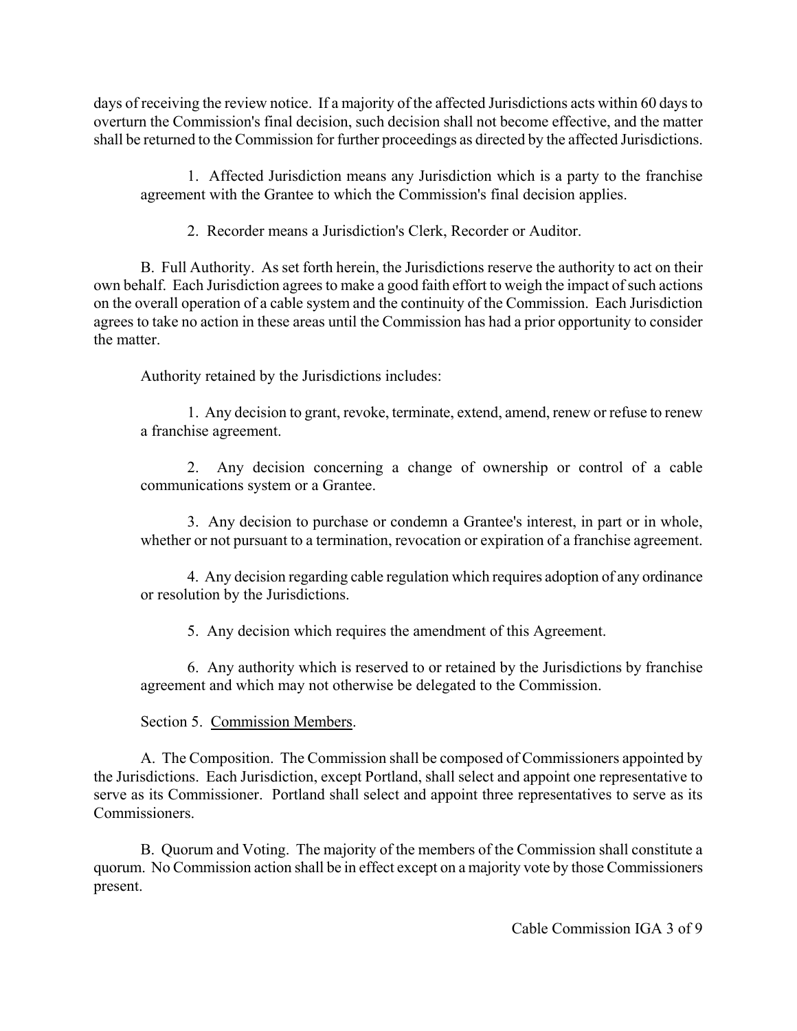days of receiving the review notice. If a majority of the affected Jurisdictions acts within 60 days to overturn the Commission's final decision, such decision shall not become effective, and the matter shall be returned to the Commission for further proceedings as directed by the affected Jurisdictions.

1. Affected Jurisdiction means any Jurisdiction which is a party to the franchise agreement with the Grantee to which the Commission's final decision applies.

2. Recorder means a Jurisdiction's Clerk, Recorder or Auditor.

B. Full Authority. As set forth herein, the Jurisdictions reserve the authority to act on their own behalf. Each Jurisdiction agrees to make a good faith effort to weigh the impact of such actions on the overall operation of a cable system and the continuity of the Commission. Each Jurisdiction agrees to take no action in these areas until the Commission has had a prior opportunity to consider the matter.

Authority retained by the Jurisdictions includes:

1. Any decision to grant, revoke, terminate, extend, amend, renew or refuse to renew a franchise agreement.

2. Any decision concerning a change of ownership or control of a cable communications system or a Grantee.

3. Any decision to purchase or condemn a Grantee's interest, in part or in whole, whether or not pursuant to a termination, revocation or expiration of a franchise agreement.

4. Any decision regarding cable regulation which requires adoption of any ordinance or resolution by the Jurisdictions.

5. Any decision which requires the amendment of this Agreement.

6. Any authority which is reserved to or retained by the Jurisdictions by franchise agreement and which may not otherwise be delegated to the Commission.

Section 5. Commission Members.

A. The Composition. The Commission shall be composed of Commissioners appointed by the Jurisdictions. Each Jurisdiction, except Portland, shall select and appoint one representative to serve as its Commissioner. Portland shall select and appoint three representatives to serve as its Commissioners.

B. Quorum and Voting. The majority of the members of the Commission shall constitute a quorum. No Commission action shall be in effect except on a majority vote by those Commissioners present.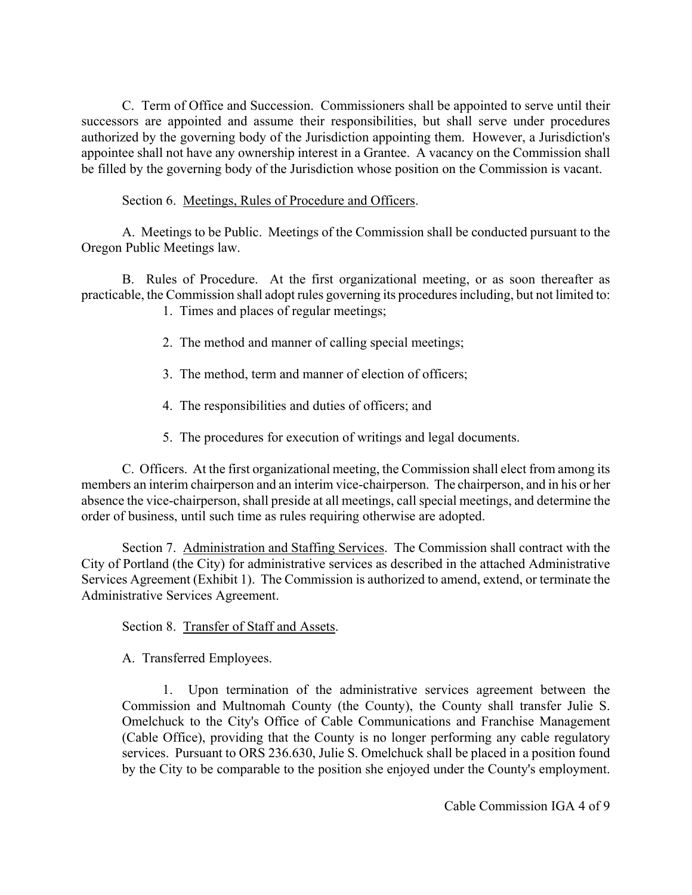C. Term of Office and Succession. Commissioners shall be appointed to serve until their successors are appointed and assume their responsibilities, but shall serve under procedures authorized by the governing body of the Jurisdiction appointing them. However, a Jurisdiction's appointee shall not have any ownership interest in a Grantee. A vacancy on the Commission shall be filled by the governing body of the Jurisdiction whose position on the Commission is vacant.

Section 6. Meetings, Rules of Procedure and Officers.

A. Meetings to be Public. Meetings of the Commission shall be conducted pursuant to the Oregon Public Meetings law.

B. Rules of Procedure. At the first organizational meeting, or as soon thereafter as practicable, the Commission shall adopt rules governing its procedures including, but not limited to:

1. Times and places of regular meetings;
2. The method and manner of calling special meetings;
3. The method, term and manner of election of officers;
4. The responsibilities and duties of officers; and
5. The procedures for execution of writings and legal documents.

C. Officers. At the first organizational meeting, the Commission shall elect from among its members an interim chairperson and an interim vice-chairperson. The chairperson, and in his or her absence the vice-chairperson, shall preside at all meetings, call special meetings, and determine the order of business, until such time as rules requiring otherwise are adopted.

Section 7. Administration and Staffing Services. The Commission shall contract with the City of Portland (the City) for administrative services as described in the attached Administrative Services Agreement (Exhibit 1). The Commission is authorized to amend, extend, or terminate the Administrative Services Agreement.

Section 8. Transfer of Staff and Assets.

A. Transferred Employees.

1. Upon termination of the administrative services agreement between the Commission and Multnomah County (the County), the County shall transfer Julie S. Omelchuck to the City's Office of Cable Communications and Franchise Management (Cable Office), providing that the County is no longer performing any cable regulatory services. Pursuant to ORS 236.630, Julie S. Omelchuck shall be placed in a position found by the City to be comparable to the position she enjoyed under the County's employment.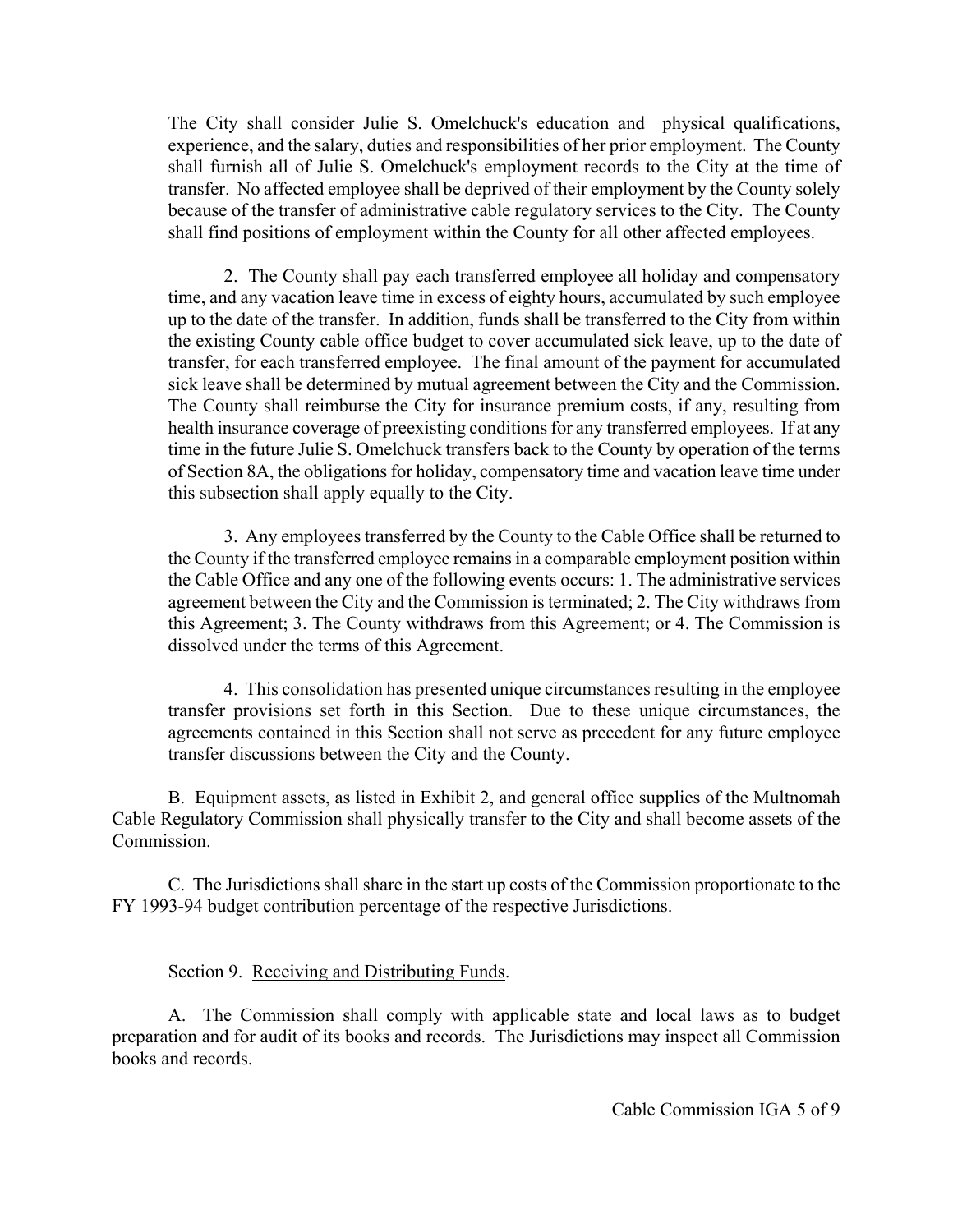The City shall consider Julie S. Omelchuck's education and physical qualifications, experience, and the salary, duties and responsibilities of her prior employment. The County shall furnish all of Julie S. Omelchuck's employment records to the City at the time of transfer. No affected employee shall be deprived of their employment by the County solely because of the transfer of administrative cable regulatory services to the City. The County shall find positions of employment within the County for all other affected employees.

2. The County shall pay each transferred employee all holiday and compensatory time, and any vacation leave time in excess of eighty hours, accumulated by such employee up to the date of the transfer. In addition, funds shall be transferred to the City from within the existing County cable office budget to cover accumulated sick leave, up to the date of transfer, for each transferred employee. The final amount of the payment for accumulated sick leave shall be determined by mutual agreement between the City and the Commission. The County shall reimburse the City for insurance premium costs, if any, resulting from health insurance coverage of preexisting conditions for any transferred employees. If at any time in the future Julie S. Omelchuck transfers back to the County by operation of the terms of Section 8A, the obligations for holiday, compensatory time and vacation leave time under this subsection shall apply equally to the City.

3. Any employees transferred by the County to the Cable Office shall be returned to the County if the transferred employee remains in a comparable employment position within the Cable Office and any one of the following events occurs: 1. The administrative services agreement between the City and the Commission is terminated; 2. The City withdraws from this Agreement; 3. The County withdraws from this Agreement; or 4. The Commission is dissolved under the terms of this Agreement.

4. This consolidation has presented unique circumstances resulting in the employee transfer provisions set forth in this Section. Due to these unique circumstances, the agreements contained in this Section shall not serve as precedent for any future employee transfer discussions between the City and the County.

B. Equipment assets, as listed in Exhibit 2, and general office supplies of the Multnomah Cable Regulatory Commission shall physically transfer to the City and shall become assets of the Commission.

C. The Jurisdictions shall share in the start up costs of the Commission proportionate to the FY 1993-94 budget contribution percentage of the respective Jurisdictions.

Section 9. Receiving and Distributing Funds.

A. The Commission shall comply with applicable state and local laws as to budget preparation and for audit of its books and records. The Jurisdictions may inspect all Commission books and records.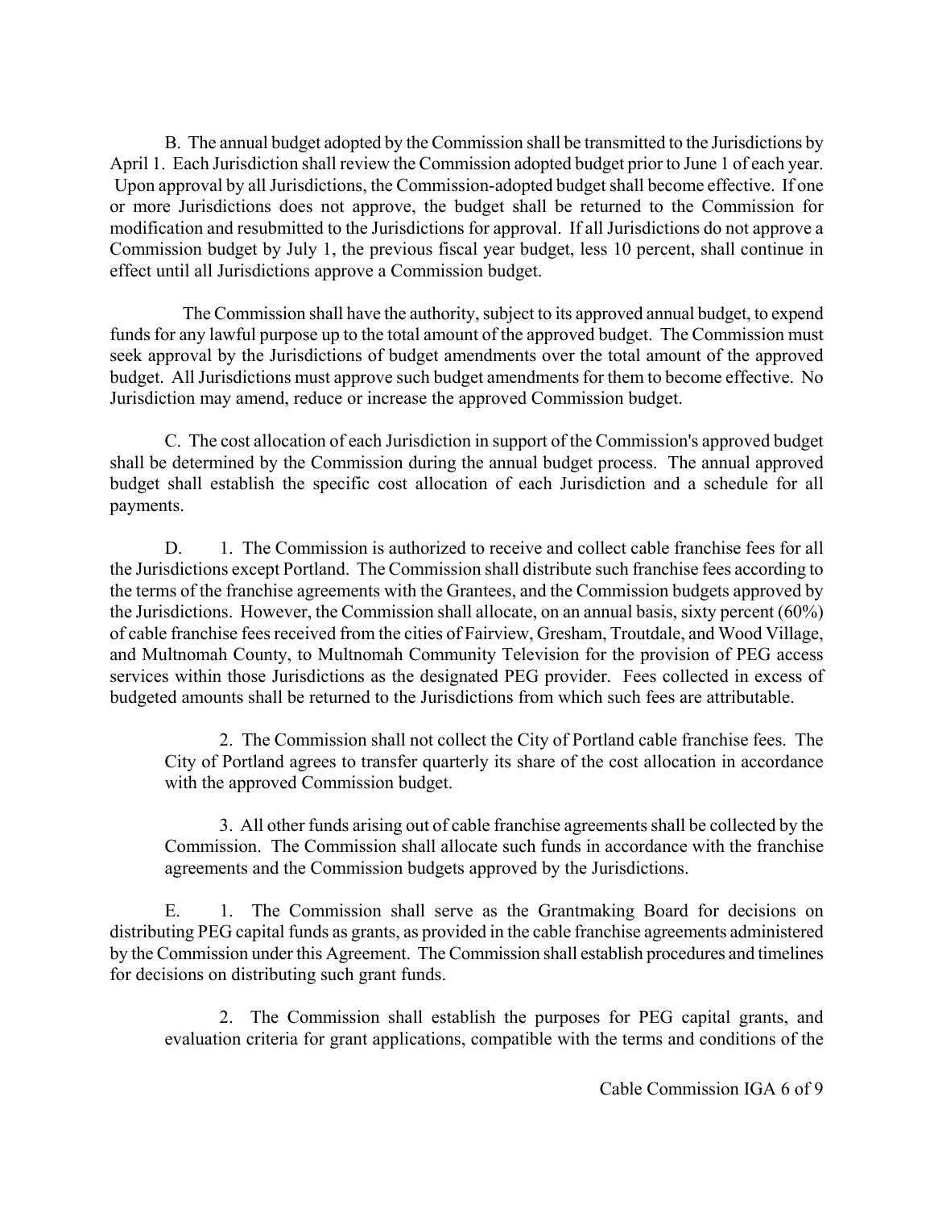B. The annual budget adopted by the Commission shall be transmitted to the Jurisdictions by April 1. Each Jurisdiction shall review the Commission adopted budget prior to June 1 of each year. Upon approval by all Jurisdictions, the Commission-adopted budget shall become effective. If one or more Jurisdictions does not approve, the budget shall be returned to the Commission for modification and resubmitted to the Jurisdictions for approval. If all Jurisdictions do not approve a Commission budget by July 1, the previous fiscal year budget, less 10 percent, shall continue in effect until all Jurisdictions approve a Commission budget.

The Commission shall have the authority, subject to its approved annual budget, to expend funds for any lawful purpose up to the total amount of the approved budget. The Commission must seek approval by the Jurisdictions of budget amendments over the total amount of the approved budget. All Jurisdictions must approve such budget amendments for them to become effective. No Jurisdiction may amend, reduce or increase the approved Commission budget.

C. The cost allocation of each Jurisdiction in support of the Commission's approved budget shall be determined by the Commission during the annual budget process. The annual approved budget shall establish the specific cost allocation of each Jurisdiction and a schedule for all payments.

D. 1. The Commission is authorized to receive and collect cable franchise fees for all the Jurisdictions except Portland. The Commission shall distribute such franchise fees according to the terms of the franchise agreements with the Grantees, and the Commission budgets approved by the Jurisdictions. However, the Commission shall allocate, on an annual basis, sixty percent (60%) of cable franchise fees received from the cities of Fairview, Gresham, Troutdale, and Wood Village, and Multnomah County, to Multnomah Community Television for the provision of PEG access services within those Jurisdictions as the designated PEG provider. Fees collected in excess of budgeted amounts shall be returned to the Jurisdictions from which such fees are attributable.

2. The Commission shall not collect the City of Portland cable franchise fees. The City of Portland agrees to transfer quarterly its share of the cost allocation in accordance with the approved Commission budget.

3. All other funds arising out of cable franchise agreements shall be collected by the Commission. The Commission shall allocate such funds in accordance with the franchise agreements and the Commission budgets approved by the Jurisdictions.

E. 1. The Commission shall serve as the Grantmaking Board for decisions on distributing PEG capital funds as grants, as provided in the cable franchise agreements administered by the Commission under this Agreement. The Commission shall establish procedures and timelines for decisions on distributing such grant funds.

2. The Commission shall establish the purposes for PEG capital grants, and evaluation criteria for grant applications, compatible with the terms and conditions of the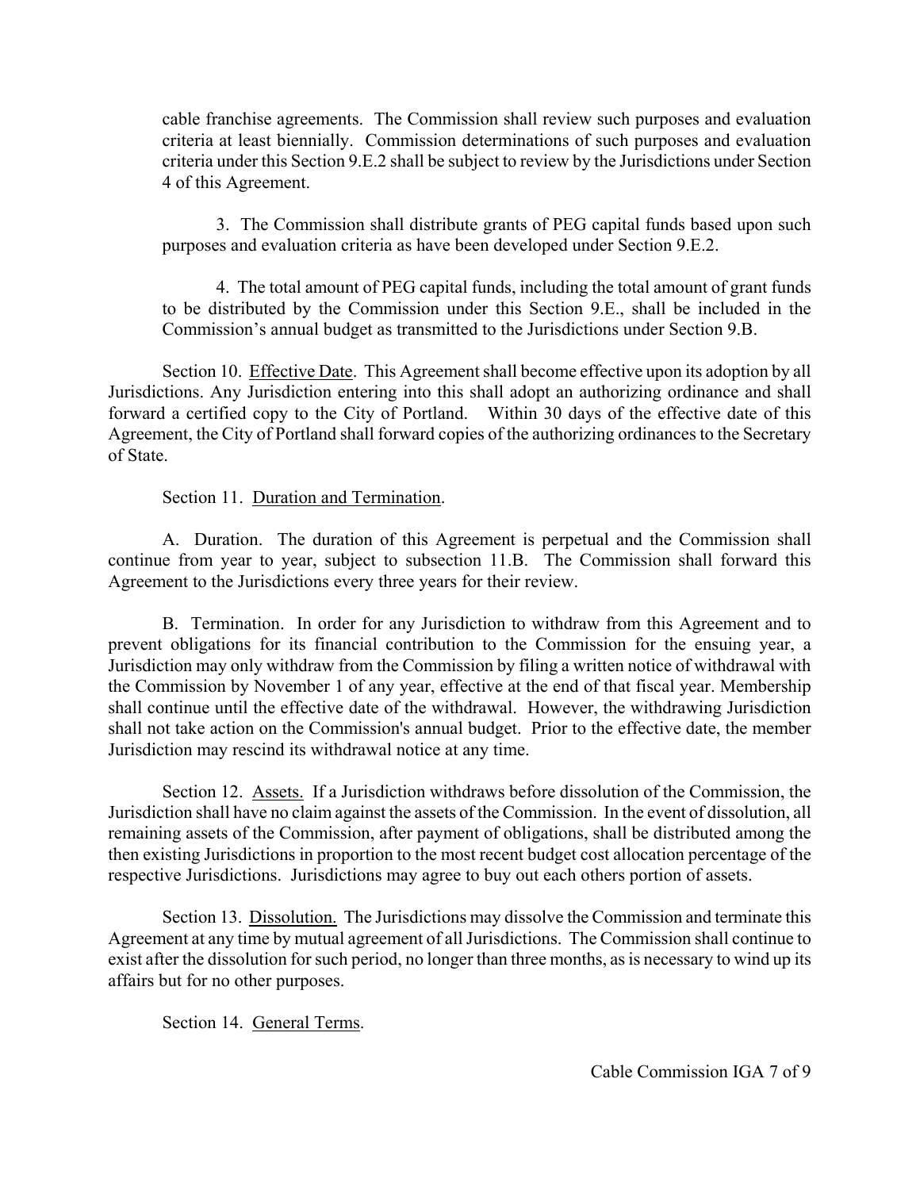cable franchise agreements. The Commission shall review such purposes and evaluation criteria at least biennially. Commission determinations of such purposes and evaluation criteria under this Section 9.E.2 shall be subject to review by the Jurisdictions under Section 4 of this Agreement.

3. The Commission shall distribute grants of PEG capital funds based upon such purposes and evaluation criteria as have been developed under Section 9.E.2.

4. The total amount of PEG capital funds, including the total amount of grant funds to be distributed by the Commission under this Section 9.E., shall be included in the Commission's annual budget as transmitted to the Jurisdictions under Section 9.B.

Section 10. Effective Date. This Agreement shall become effective upon its adoption by all Jurisdictions. Any Jurisdiction entering into this shall adopt an authorizing ordinance and shall forward a certified copy to the City of Portland. Within 30 days of the effective date of this Agreement, the City of Portland shall forward copies of the authorizing ordinances to the Secretary of State.

Section 11. Duration and Termination.

A. Duration. The duration of this Agreement is perpetual and the Commission shall continue from year to year, subject to subsection 11.B. The Commission shall forward this Agreement to the Jurisdictions every three years for their review.

B. Termination. In order for any Jurisdiction to withdraw from this Agreement and to prevent obligations for its financial contribution to the Commission for the ensuing year, a Jurisdiction may only withdraw from the Commission by filing a written notice of withdrawal with the Commission by November 1 of any year, effective at the end of that fiscal year. Membership shall continue until the effective date of the withdrawal. However, the withdrawing Jurisdiction shall not take action on the Commission's annual budget. Prior to the effective date, the member Jurisdiction may rescind its withdrawal notice at any time.

Section 12. Assets. If a Jurisdiction withdraws before dissolution of the Commission, the Jurisdiction shall have no claim against the assets of the Commission. In the event of dissolution, all remaining assets of the Commission, after payment of obligations, shall be distributed among the then existing Jurisdictions in proportion to the most recent budget cost allocation percentage of the respective Jurisdictions. Jurisdictions may agree to buy out each others portion of assets.

Section 13. Dissolution. The Jurisdictions may dissolve the Commission and terminate this Agreement at any time by mutual agreement of all Jurisdictions. The Commission shall continue to exist after the dissolution for such period, no longer than three months, as is necessary to wind up its affairs but for no other purposes.

Section 14. General Terms.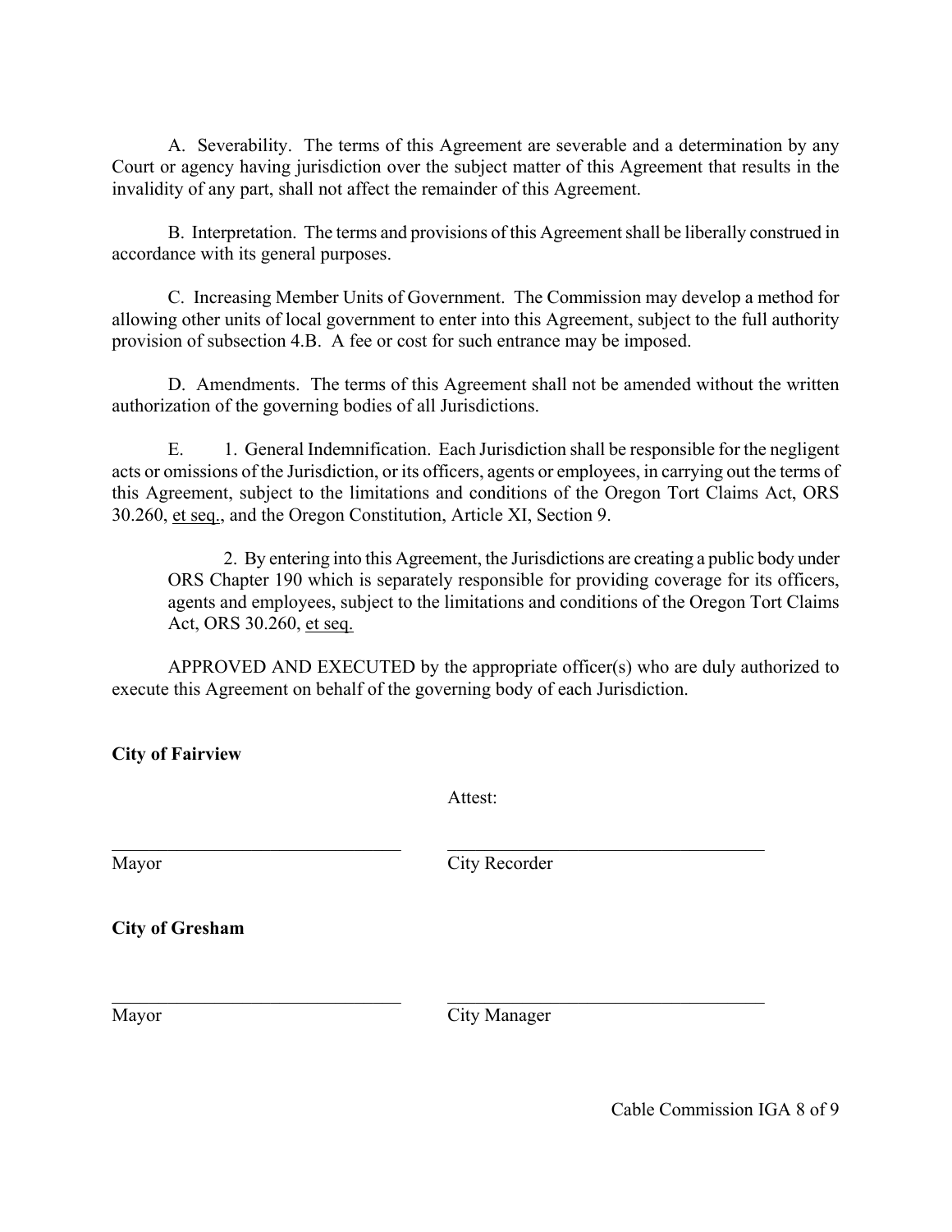A. Severability. The terms of this Agreement are severable and a determination by any Court or agency having jurisdiction over the subject matter of this Agreement that results in the invalidity of any part, shall not affect the remainder of this Agreement.

B. Interpretation. The terms and provisions of this Agreement shall be liberally construed in accordance with its general purposes.

C. Increasing Member Units of Government. The Commission may develop a method for allowing other units of local government to enter into this Agreement, subject to the full authority provision of subsection 4.B. A fee or cost for such entrance may be imposed.

D. Amendments. The terms of this Agreement shall not be amended without the written authorization of the governing bodies of all Jurisdictions.

E. 1. General Indemnification. Each Jurisdiction shall be responsible for the negligent acts or omissions of the Jurisdiction, or its officers, agents or employees, in carrying out the terms of this Agreement, subject to the limitations and conditions of the Oregon Tort Claims Act, ORS 30.260, <u>et seq.</u>, and the Oregon Constitution, Article XI, Section 9.

> 2. By entering into this Agreement, the Jurisdictions are creating a public body under ORS Chapter 190 which is separately responsible for providing coverage for its officers, agents and employees, subject to the limitations and conditions of the Oregon Tort Claims Act, ORS 30.260, <u>et seq.</u>

APPROVED AND EXECUTED by the appropriate officer(s) who are duly authorized to execute this Agreement on behalf of the governing body of each Jurisdiction.

**City of Fairview**

Attest:

_______________________________ &nbsp;&nbsp;&nbsp;&nbsp; __________________________________
Mayor &nbsp;&nbsp;&nbsp;&nbsp;&nbsp;&nbsp;&nbsp;&nbsp;&nbsp;&nbsp;&nbsp;&nbsp;&nbsp;&nbsp;&nbsp;&nbsp;&nbsp;&nbsp;&nbsp;&nbsp;&nbsp;&nbsp;&nbsp;&nbsp;&nbsp;&nbsp;&nbsp;&nbsp;&nbsp; City Recorder

**City of Gresham**

_______________________________ &nbsp;&nbsp;&nbsp;&nbsp; __________________________________
Mayor &nbsp;&nbsp;&nbsp;&nbsp;&nbsp;&nbsp;&nbsp;&nbsp;&nbsp;&nbsp;&nbsp;&nbsp;&nbsp;&nbsp;&nbsp;&nbsp;&nbsp;&nbsp;&nbsp;&nbsp;&nbsp;&nbsp;&nbsp;&nbsp;&nbsp;&nbsp;&nbsp;&nbsp;&nbsp; City Manager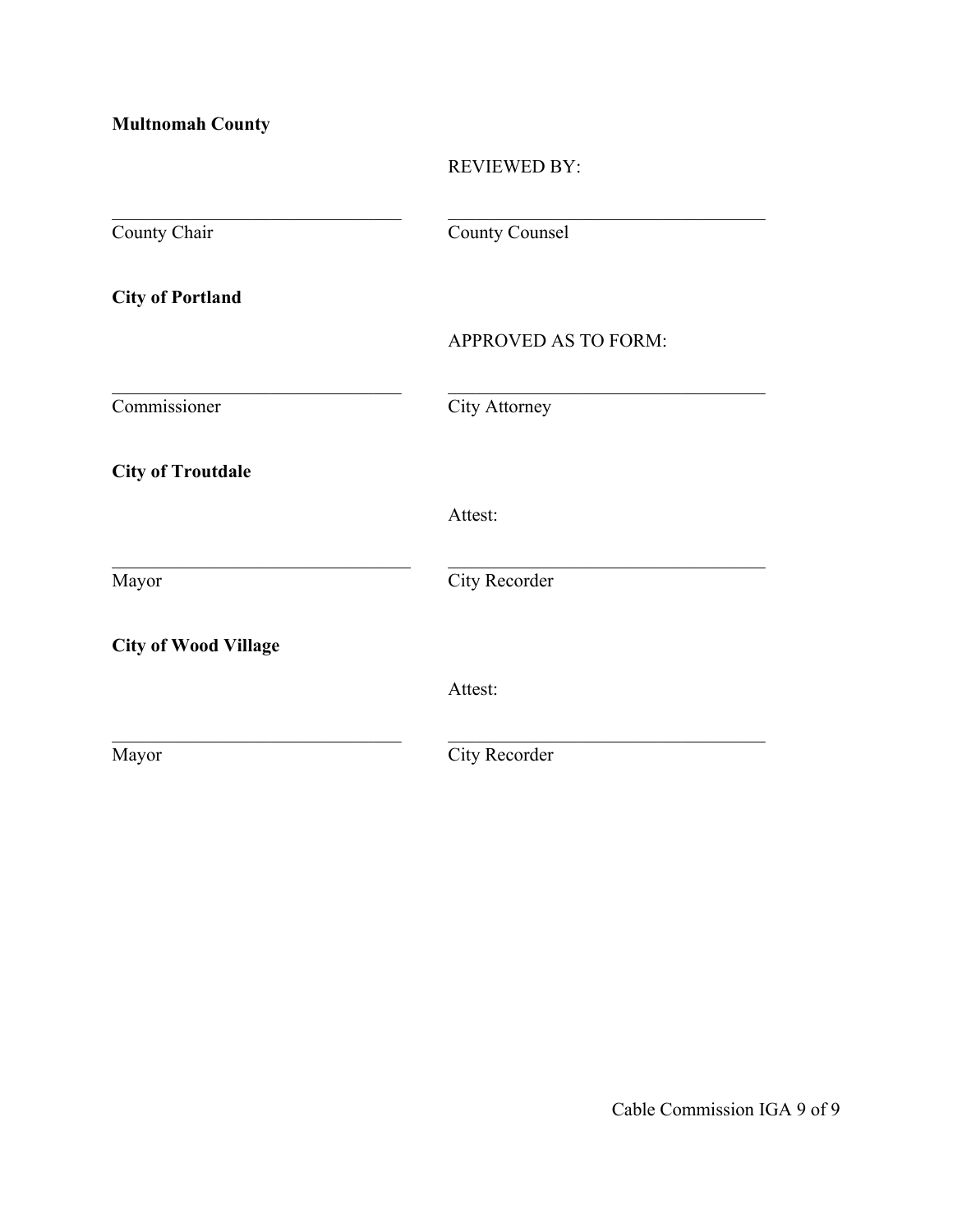**Multntomah County**

REVIEWED BY:

\_\_\_\_\_\_\_\_\_\_\_\_\_\_\_\_\_\_\_\_\_\_\_\_\_\_\_\_\_\_\_\_ \_\_\_\_\_\_\_\_\_\_\_\_\_\_\_\_\_\_\_\_\_\_\_\_\_\_\_\_\_\_\_\_\_\_\_

County Chair County Counsel

**City of Portland**

APPROVED AS TO FORM:

\_\_\_\_\_\_\_\_\_\_\_\_\_\_\_\_\_\_\_\_\_\_\_\_\_\_\_\_\_\_\_\_ \_\_\_\_\_\_\_\_\_\_\_\_\_\_\_\_\_\_\_\_\_\_\_\_\_\_\_\_\_\_\_\_\_\_\_

Commissioner City Attorney

**City of Troutdale**

Attest:

\_\_\_\_\_\_\_\_\_\_\_\_\_\_\_\_\_\_\_\_\_\_\_\_\_\_\_\_\_\_\_\_ \_\_\_\_\_\_\_\_\_\_\_\_\_\_\_\_\_\_\_\_\_\_\_\_\_\_\_\_\_\_\_\_\_\_\_

Mayor City Recorder

**City of Wood Village**

Attest:

\_\_\_\_\_\_\_\_\_\_\_\_\_\_\_\_\_\_\_\_\_\_\_\_\_\_\_\_\_\_\_\_ \_\_\_\_\_\_\_\_\_\_\_\_\_\_\_\_\_\_\_\_\_\_\_\_\_\_\_\_\_\_\_\_\_\_\_

Mayor City Recorder